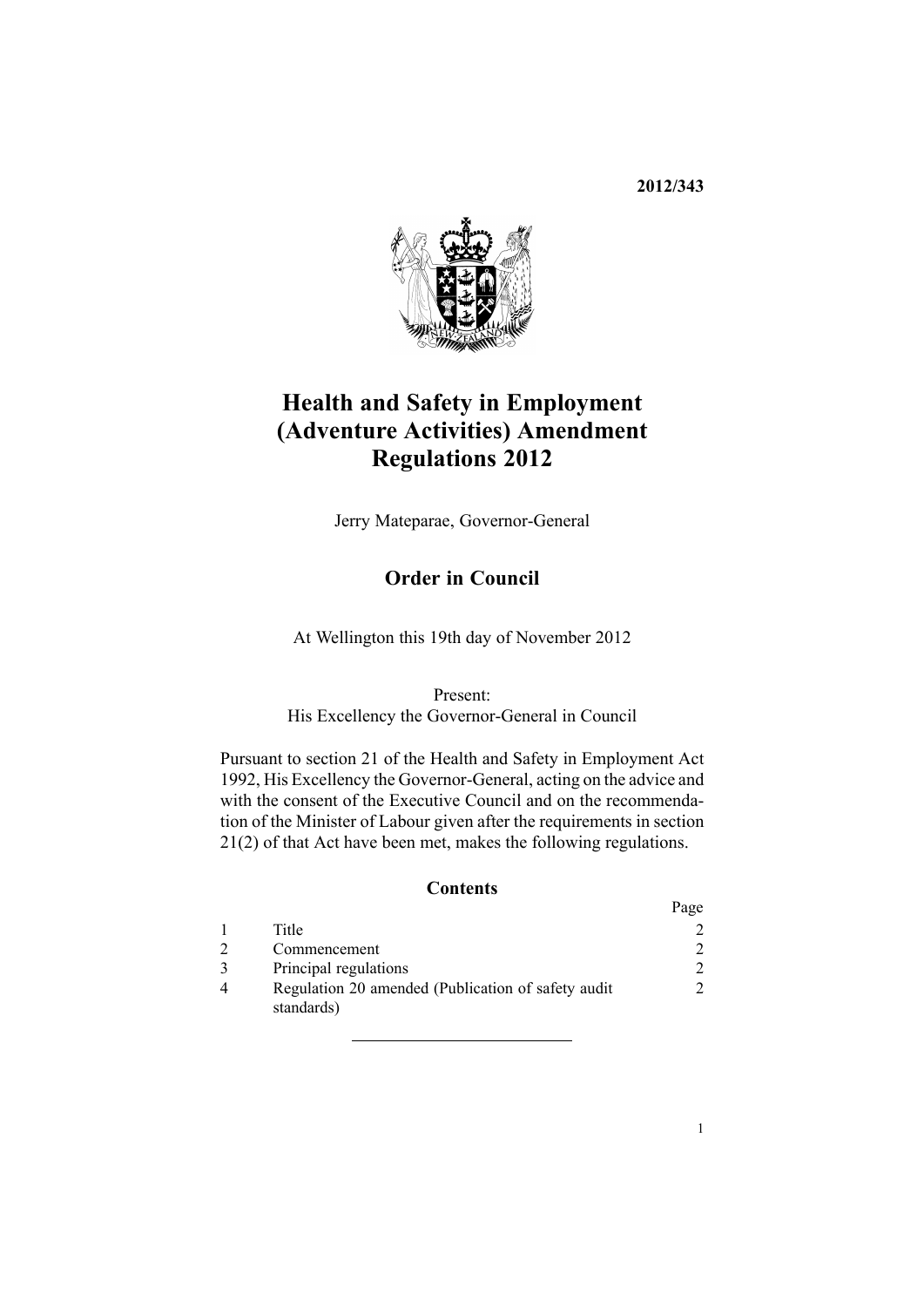**2012/343**

# Health and Safety in Employment (Adventure Activities) Amendment Regulations 2012

Jerry Mateparae, Governor-General

## Order in Council

At Wellington this 19th day of November 2012

Present:
His Excellency the Governor-General in Council

Pursuant to section 21 of the Health and Safety in Employment Act 1992, His Excellency the Governor-General, acting on the advice and with the consent of the Executive Council and on the recommendation of the Minister of Labour given after the requirements in section 21(2) of that Act have been met, makes the following regulations.

### Contents

| | | Page |
|---|---|---|
| 1 | Title | 2 |
| 2 | Commencement | 2 |
| 3 | Principal regulations | 2 |
| 4 | Regulation 20 amended (Publication of safety audit standards) | 2 |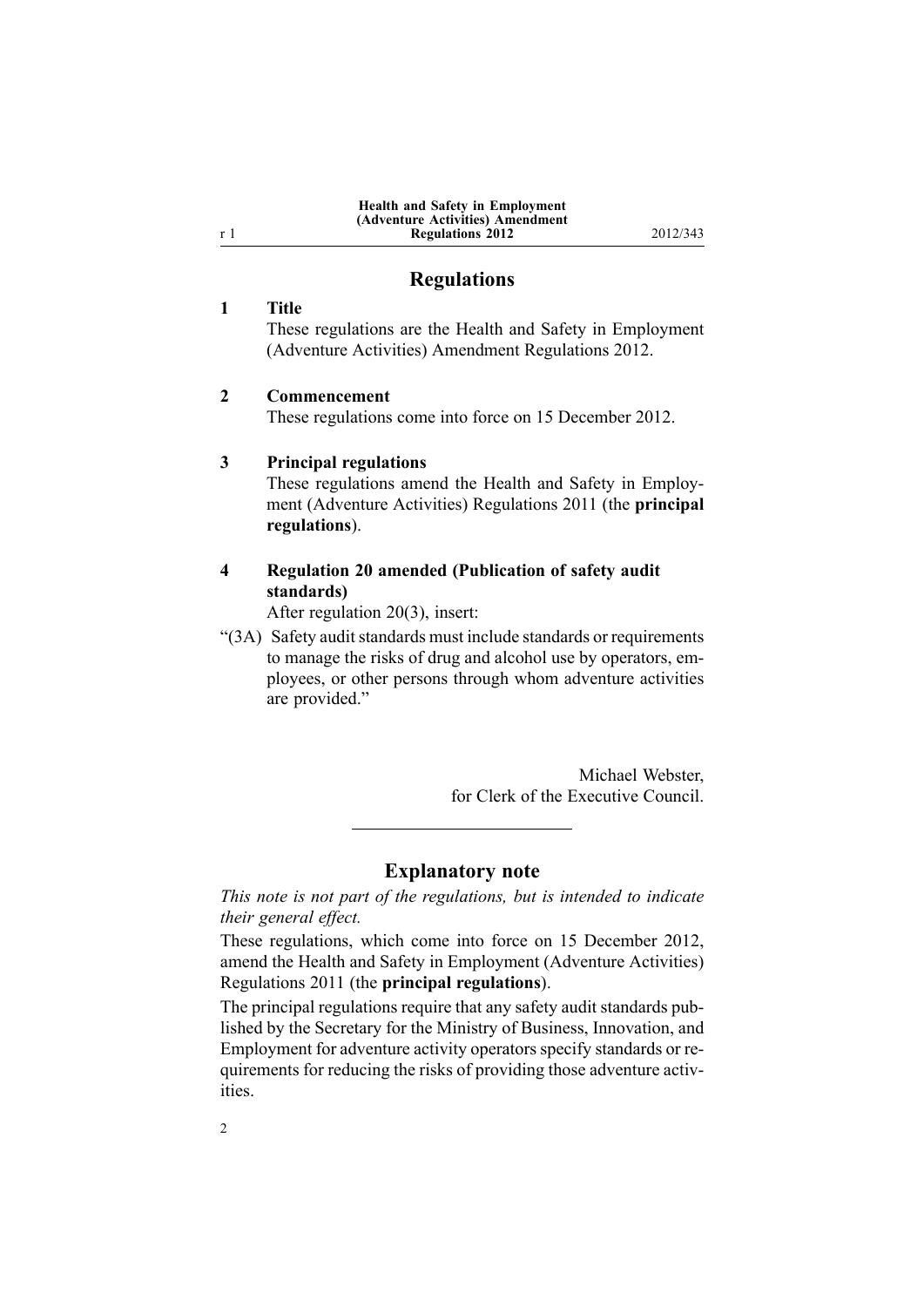## Regulations

### 1 Title

These regulations are the Health and Safety in Employment (Adventure Activities) Amendment Regulations 2012.

### 2 Commencement

These regulations come into force on 15 December 2012.

### 3 Principal regulations

These regulations amend the Health and Safety in Employment (Adventure Activities) Regulations 2011 (the **principal regulations**).

### 4 Regulation 20 amended (Publication of safety audit standards)

After regulation 20(3), insert:

"(3A) Safety audit standards must include standards or requirements to manage the risks of drug and alcohol use by operators, employees, or other persons through whom adventure activities are provided."

Michael Webster,
for Clerk of the Executive Council.

---

## Explanatory note

*This note is not part of the regulations, but is intended to indicate their general effect.*

These regulations, which come into force on 15 December 2012, amend the Health and Safety in Employment (Adventure Activities) Regulations 2011 (the **principal regulations**).

The principal regulations require that any safety audit standards published by the Secretary for the Ministry of Business, Innovation, and Employment for adventure activity operators specify standards or requirements for reducing the risks of providing those adventure activities.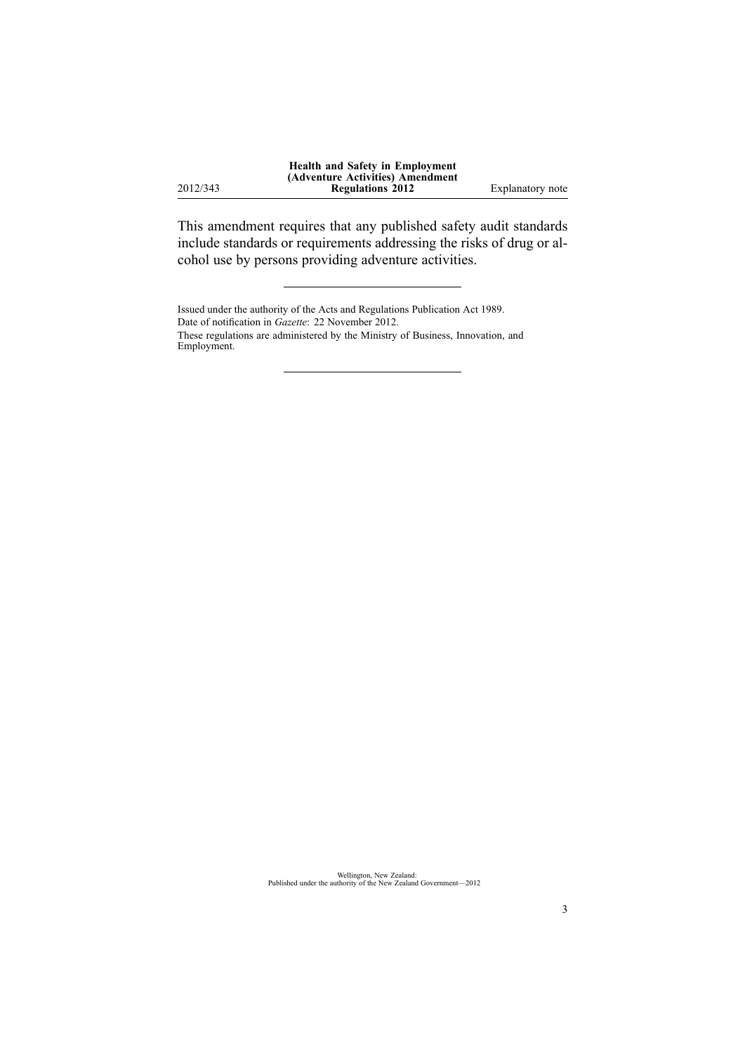This amendment requires that any published safety audit standards include standards or requirements addressing the risks of drug or alcohol use by persons providing adventure activities.

---

Issued under the authority of the Acts and Regulations Publication Act 1989.
Date of notification in *Gazette*: 22 November 2012.
These regulations are administered by the Ministry of Business, Innovation, and Employment.

---

Wellington, New Zealand:
Published under the authority of the New Zealand Government—2012